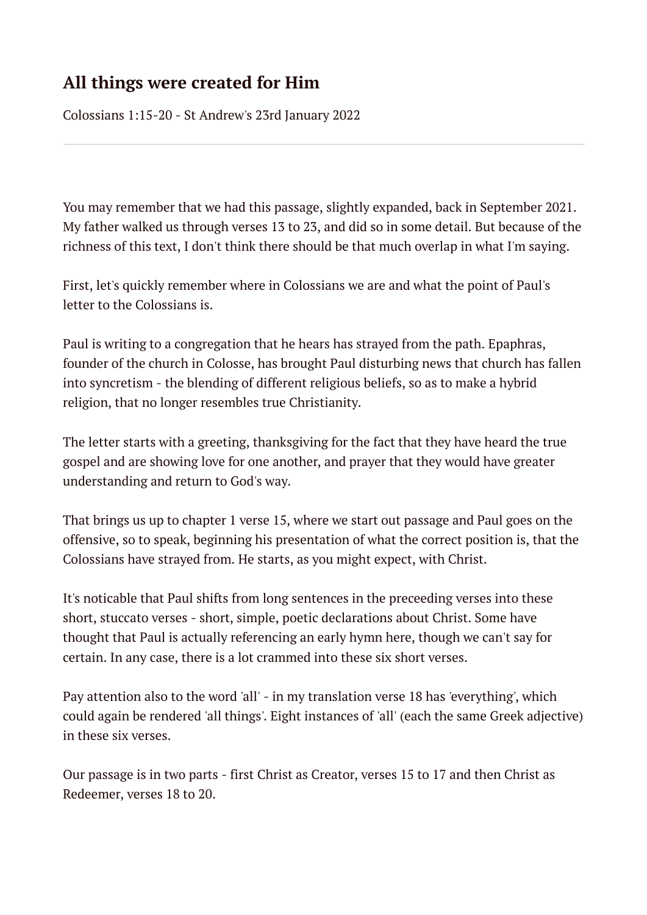# All things were created for Him

Colossians 1:15-20 - St Andrew's 23rd January 2022

---

You may remember that we had this passage, slightly expanded, back in September 2021. My father walked us through verses 13 to 23, and did so in some detail. But because of the richness of this text, I don't think there should be that much overlap in what I'm saying.

First, let's quickly remember where in Colossians we are and what the point of Paul's letter to the Colossians is.

Paul is writing to a congregation that he hears has strayed from the path. Epaphras, founder of the church in Colosse, has brought Paul disturbing news that church has fallen into syncretism - the blending of different religious beliefs, so as to make a hybrid religion, that no longer resembles true Christianity.

The letter starts with a greeting, thanksgiving for the fact that they have heard the true gospel and are showing love for one another, and prayer that they would have greater understanding and return to God's way.

That brings us up to chapter 1 verse 15, where we start out passage and Paul goes on the offensive, so to speak, beginning his presentation of what the correct position is, that the Colossians have strayed from. He starts, as you might expect, with Christ.

It's noticable that Paul shifts from long sentences in the preceeding verses into these short, stuccato verses - short, simple, poetic declarations about Christ. Some have thought that Paul is actually referencing an early hymn here, though we can't say for certain. In any case, there is a lot crammed into these six short verses.

Pay attention also to the word 'all' - in my translation verse 18 has 'everything', which could again be rendered 'all things'. Eight instances of 'all' (each the same Greek adjective) in these six verses.

Our passage is in two parts - first Christ as Creator, verses 15 to 17 and then Christ as Redeemer, verses 18 to 20.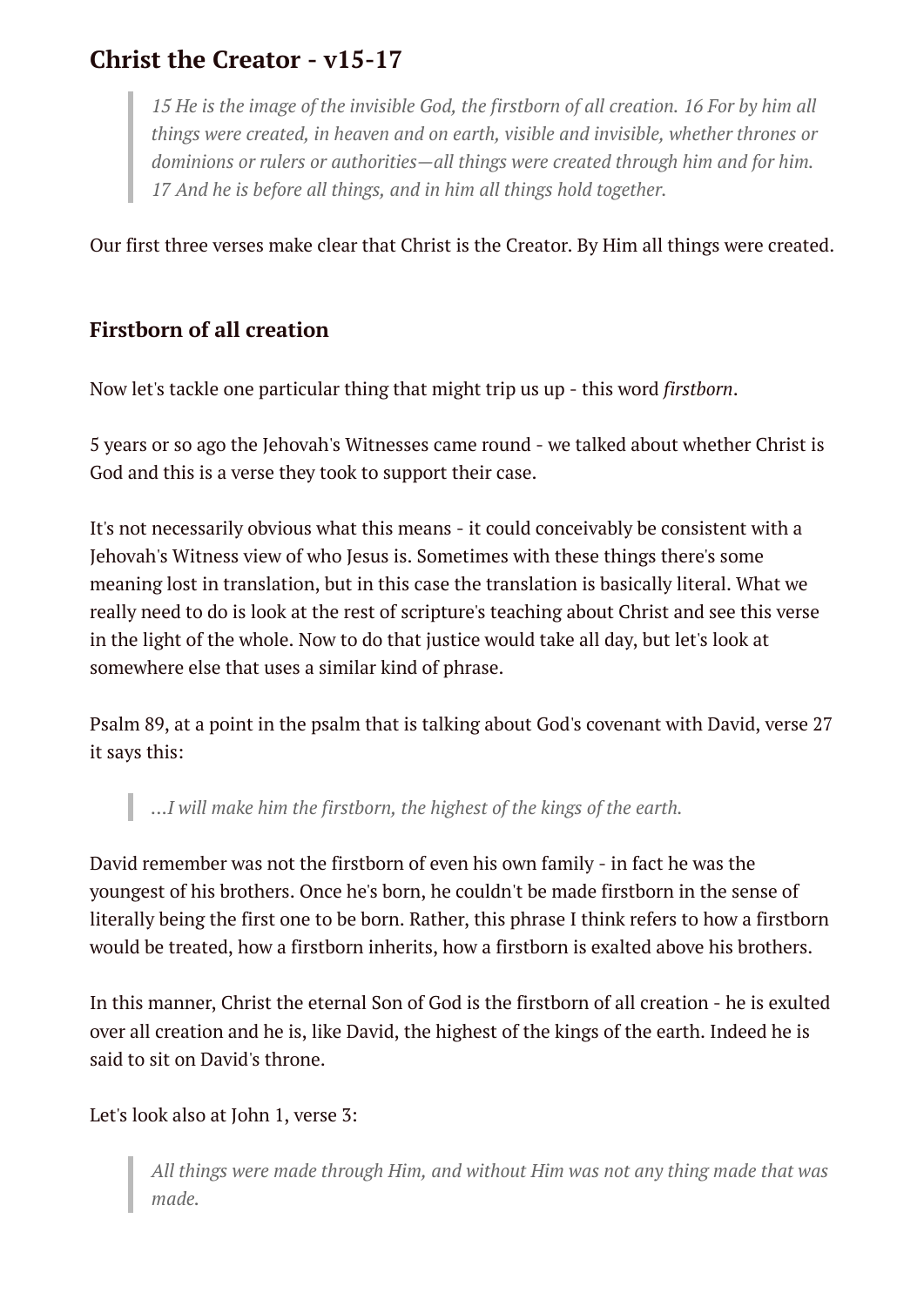## Christ the Creator - v15-17

> *15 He is the image of the invisible God, the firstborn of all creation. 16 For by him all things were created, in heaven and on earth, visible and invisible, whether thrones or dominions or rulers or authorities—all things were created through him and for him. 17 And he is before all things, and in him all things hold together.*

Our first three verses make clear that Christ is the Creator. By Him all things were created.

### Firstborn of all creation

Now let's tackle one particular thing that might trip us up - this word *firstborn*.

5 years or so ago the Jehovah's Witnesses came round - we talked about whether Christ is God and this is a verse they took to support their case.

It's not necessarily obvious what this means - it could conceivably be consistent with a Jehovah's Witness view of who Jesus is. Sometimes with these things there's some meaning lost in translation, but in this case the translation is basically literal. What we really need to do is look at the rest of scripture's teaching about Christ and see this verse in the light of the whole. Now to do that justice would take all day, but let's look at somewhere else that uses a similar kind of phrase.

Psalm 89, at a point in the psalm that is talking about God's covenant with David, verse 27 it says this:

> *...I will make him the firstborn, the highest of the kings of the earth.*

David remember was not the firstborn of even his own family - in fact he was the youngest of his brothers. Once he's born, he couldn't be made firstborn in the sense of literally being the first one to be born. Rather, this phrase I think refers to how a firstborn would be treated, how a firstborn inherits, how a firstborn is exalted above his brothers.

In this manner, Christ the eternal Son of God is the firstborn of all creation - he is exulted over all creation and he is, like David, the highest of the kings of the earth. Indeed he is said to sit on David's throne.

Let's look also at John 1, verse 3:

> *All things were made through Him, and without Him was not any thing made that was made.*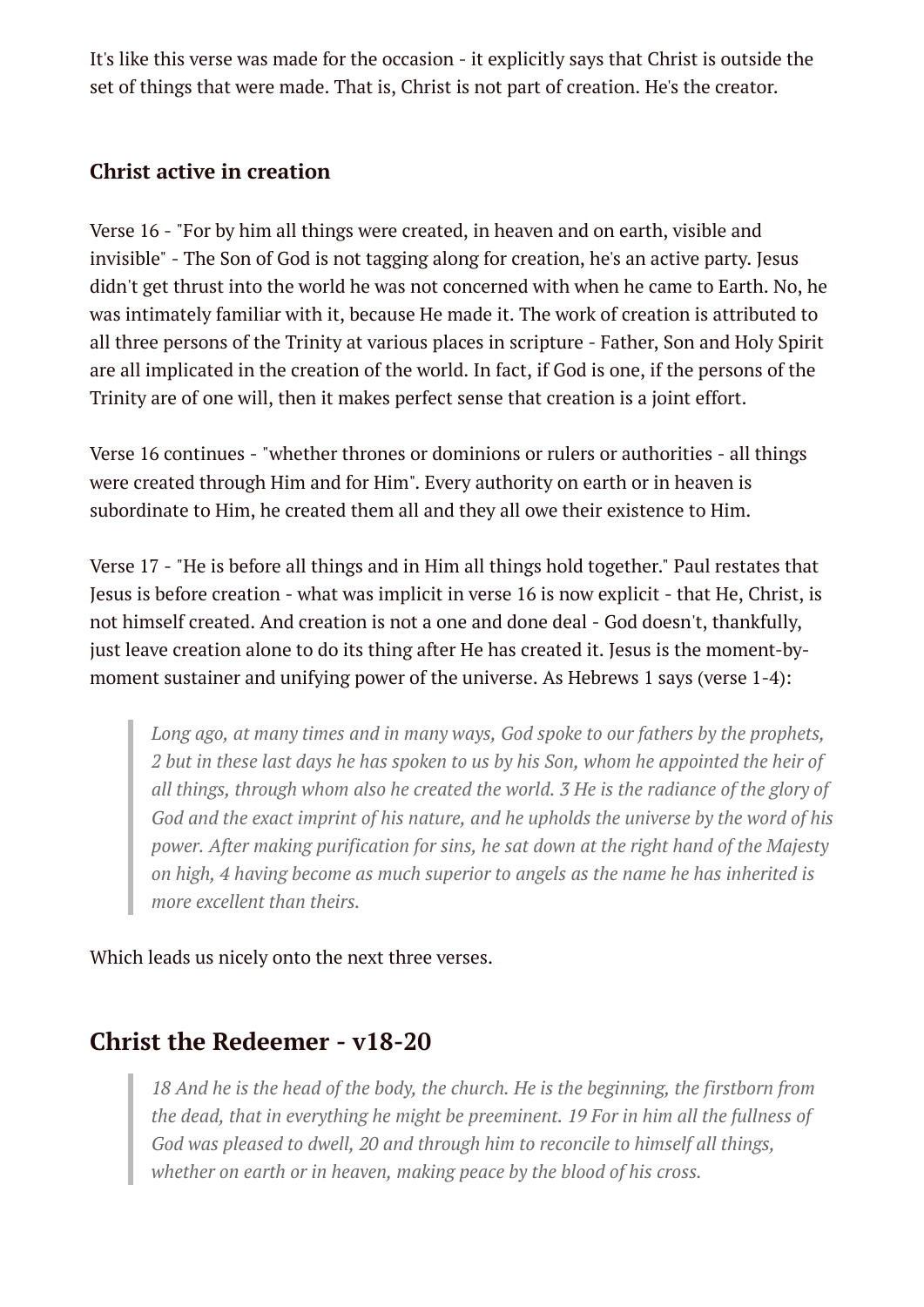It's like this verse was made for the occasion - it explicitly says that Christ is outside the set of things that were made. That is, Christ is not part of creation. He's the creator.

### Christ active in creation

Verse 16 - "For by him all things were created, in heaven and on earth, visible and invisible" - The Son of God is not tagging along for creation, he's an active party. Jesus didn't get thrust into the world he was not concerned with when he came to Earth. No, he was intimately familiar with it, because He made it. The work of creation is attributed to all three persons of the Trinity at various places in scripture - Father, Son and Holy Spirit are all implicated in the creation of the world. In fact, if God is one, if the persons of the Trinity are of one will, then it makes perfect sense that creation is a joint effort.

Verse 16 continues - "whether thrones or dominions or rulers or authorities - all things were created through Him and for Him". Every authority on earth or in heaven is subordinate to Him, he created them all and they all owe their existence to Him.

Verse 17 - "He is before all things and in Him all things hold together." Paul restates that Jesus is before creation - what was implicit in verse 16 is now explicit - that He, Christ, is not himself created. And creation is not a one and done deal - God doesn't, thankfully, just leave creation alone to do its thing after He has created it. Jesus is the moment-by-moment sustainer and unifying power of the universe. As Hebrews 1 says (verse 1-4):

> *Long ago, at many times and in many ways, God spoke to our fathers by the prophets, 2 but in these last days he has spoken to us by his Son, whom he appointed the heir of all things, through whom also he created the world. 3 He is the radiance of the glory of God and the exact imprint of his nature, and he upholds the universe by the word of his power. After making purification for sins, he sat down at the right hand of the Majesty on high, 4 having become as much superior to angels as the name he has inherited is more excellent than theirs.*

Which leads us nicely onto the next three verses.

## Christ the Redeemer - v18-20

> *18 And he is the head of the body, the church. He is the beginning, the firstborn from the dead, that in everything he might be preeminent. 19 For in him all the fullness of God was pleased to dwell, 20 and through him to reconcile to himself all things, whether on earth or in heaven, making peace by the blood of his cross.*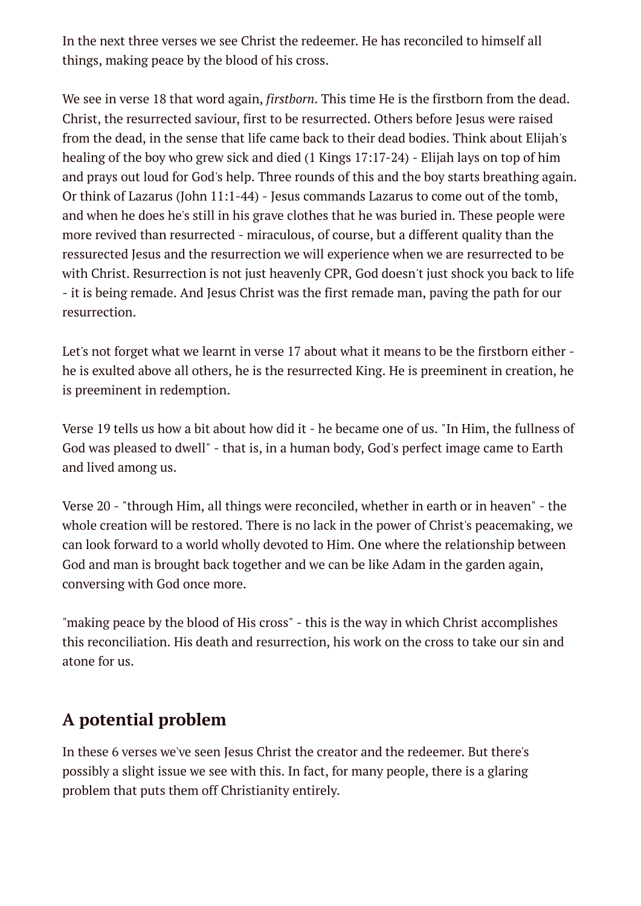In the next three verses we see Christ the redeemer. He has reconciled to himself all things, making peace by the blood of his cross.

We see in verse 18 that word again, *firstborn*. This time He is the firstborn from the dead. Christ, the resurrected saviour, first to be resurrected. Others before Jesus were raised from the dead, in the sense that life came back to their dead bodies. Think about Elijah's healing of the boy who grew sick and died (1 Kings 17:17-24) - Elijah lays on top of him and prays out loud for God's help. Three rounds of this and the boy starts breathing again. Or think of Lazarus (John 11:1-44) - Jesus commands Lazarus to come out of the tomb, and when he does he's still in his grave clothes that he was buried in. These people were more revived than resurrected - miraculous, of course, but a different quality than the ressurected Jesus and the resurrection we will experience when we are resurrected to be with Christ. Resurrection is not just heavenly CPR, God doesn't just shock you back to life - it is being remade. And Jesus Christ was the first remade man, paving the path for our resurrection.

Let's not forget what we learnt in verse 17 about what it means to be the firstborn either - he is exulted above all others, he is the resurrected King. He is preeminent in creation, he is preeminent in redemption.

Verse 19 tells us how a bit about how did it - he became one of us. "In Him, the fullness of God was pleased to dwell" - that is, in a human body, God's perfect image came to Earth and lived among us.

Verse 20 - "through Him, all things were reconciled, whether in earth or in heaven" - the whole creation will be restored. There is no lack in the power of Christ's peacemaking, we can look forward to a world wholly devoted to Him. One where the relationship between God and man is brought back together and we can be like Adam in the garden again, conversing with God once more.

"making peace by the blood of His cross" - this is the way in which Christ accomplishes this reconciliation. His death and resurrection, his work on the cross to take our sin and atone for us.

## A potential problem

In these 6 verses we've seen Jesus Christ the creator and the redeemer. But there's possibly a slight issue we see with this. In fact, for many people, there is a glaring problem that puts them off Christianity entirely.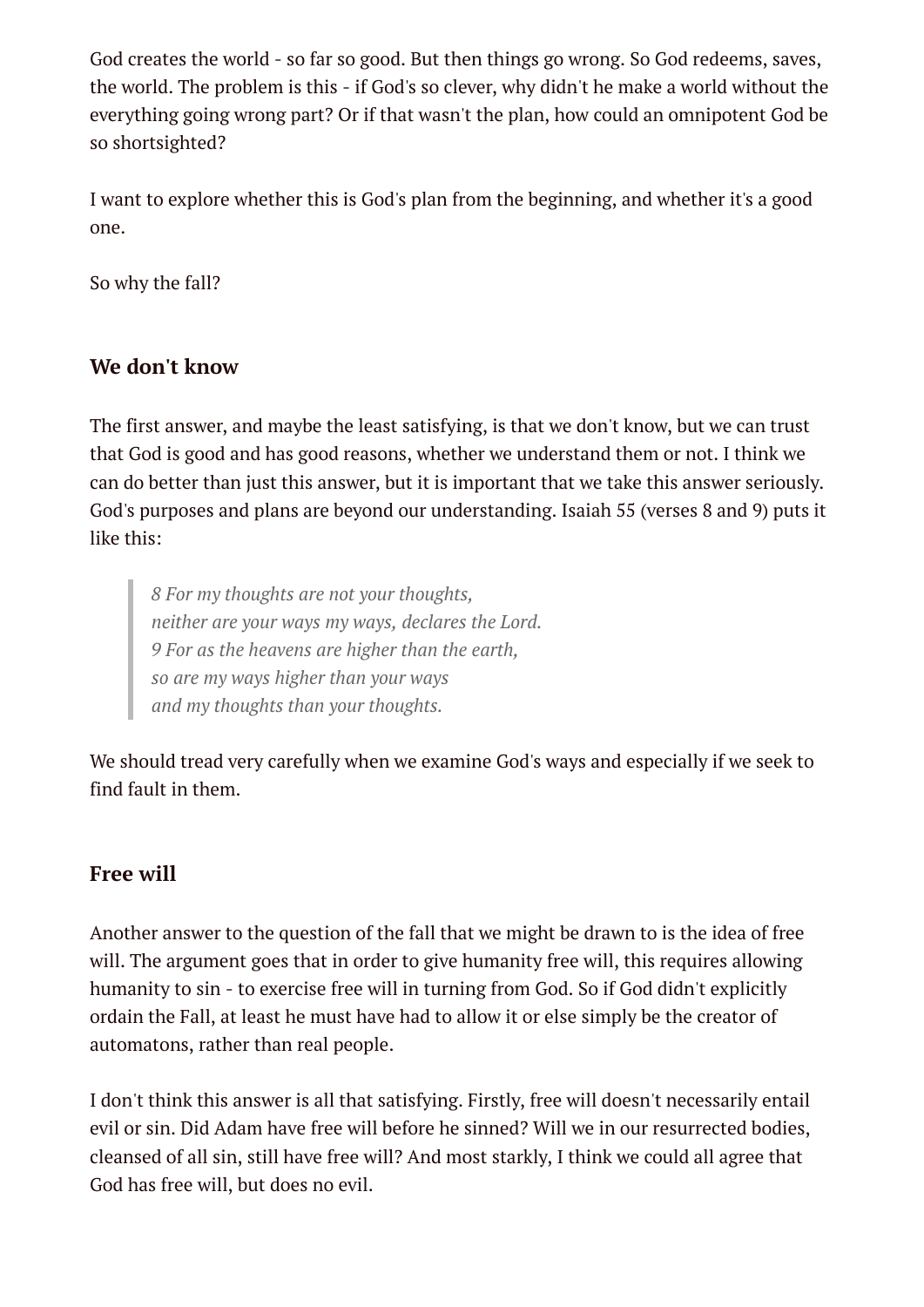God creates the world - so far so good. But then things go wrong. So God redeems, saves, the world. The problem is this - if God's so clever, why didn't he make a world without the everything going wrong part? Or if that wasn't the plan, how could an omnipotent God be so shortsighted?

I want to explore whether this is God's plan from the beginning, and whether it's a good one.

So why the fall?

### We don't know

The first answer, and maybe the least satisfying, is that we don't know, but we can trust that God is good and has good reasons, whether we understand them or not. I think we can do better than just this answer, but it is important that we take this answer seriously. God's purposes and plans are beyond our understanding. Isaiah 55 (verses 8 and 9) puts it like this:

> *8 For my thoughts are not your thoughts,*
> *neither are your ways my ways, declares the Lord.*
> *9 For as the heavens are higher than the earth,*
> *so are my ways higher than your ways*
> *and my thoughts than your thoughts.*

We should tread very carefully when we examine God's ways and especially if we seek to find fault in them.

### Free will

Another answer to the question of the fall that we might be drawn to is the idea of free will. The argument goes that in order to give humanity free will, this requires allowing humanity to sin - to exercise free will in turning from God. So if God didn't explicitly ordain the Fall, at least he must have had to allow it or else simply be the creator of automatons, rather than real people.

I don't think this answer is all that satisfying. Firstly, free will doesn't necessarily entail evil or sin. Did Adam have free will before he sinned? Will we in our resurrected bodies, cleansed of all sin, still have free will? And most starkly, I think we could all agree that God has free will, but does no evil.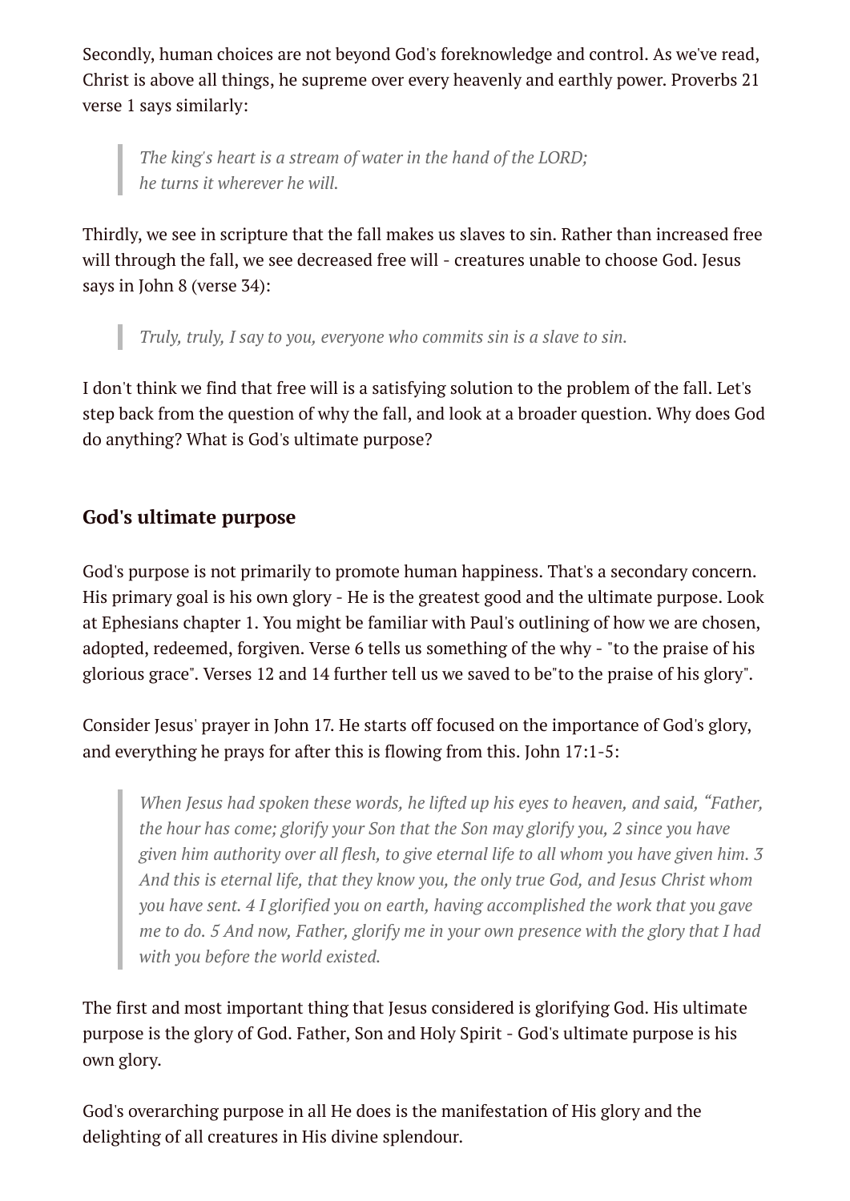Secondly, human choices are not beyond God's foreknowledge and control. As we've read, Christ is above all things, he supreme over every heavenly and earthly power. Proverbs 21 verse 1 says similarly:

> *The king's heart is a stream of water in the hand of the LORD;*
> *he turns it wherever he will.*

Thirdly, we see in scripture that the fall makes us slaves to sin. Rather than increased free will through the fall, we see decreased free will - creatures unable to choose God. Jesus says in John 8 (verse 34):

> *Truly, truly, I say to you, everyone who commits sin is a slave to sin.*

I don't think we find that free will is a satisfying solution to the problem of the fall. Let's step back from the question of why the fall, and look at a broader question. Why does God do anything? What is God's ultimate purpose?

### God's ultimate purpose

God's purpose is not primarily to promote human happiness. That's a secondary concern. His primary goal is his own glory - He is the greatest good and the ultimate purpose. Look at Ephesians chapter 1. You might be familiar with Paul's outlining of how we are chosen, adopted, redeemed, forgiven. Verse 6 tells us something of the why - "to the praise of his glorious grace". Verses 12 and 14 further tell us we saved to be"to the praise of his glory".

Consider Jesus' prayer in John 17. He starts off focused on the importance of God's glory, and everything he prays for after this is flowing from this. John 17:1-5:

> *When Jesus had spoken these words, he lifted up his eyes to heaven, and said, "Father, the hour has come; glorify your Son that the Son may glorify you, 2 since you have given him authority over all flesh, to give eternal life to all whom you have given him. 3 And this is eternal life, that they know you, the only true God, and Jesus Christ whom you have sent. 4 I glorified you on earth, having accomplished the work that you gave me to do. 5 And now, Father, glorify me in your own presence with the glory that I had with you before the world existed.*

The first and most important thing that Jesus considered is glorifying God. His ultimate purpose is the glory of God. Father, Son and Holy Spirit - God's ultimate purpose is his own glory.

God's overarching purpose in all He does is the manifestation of His glory and the delighting of all creatures in His divine splendour.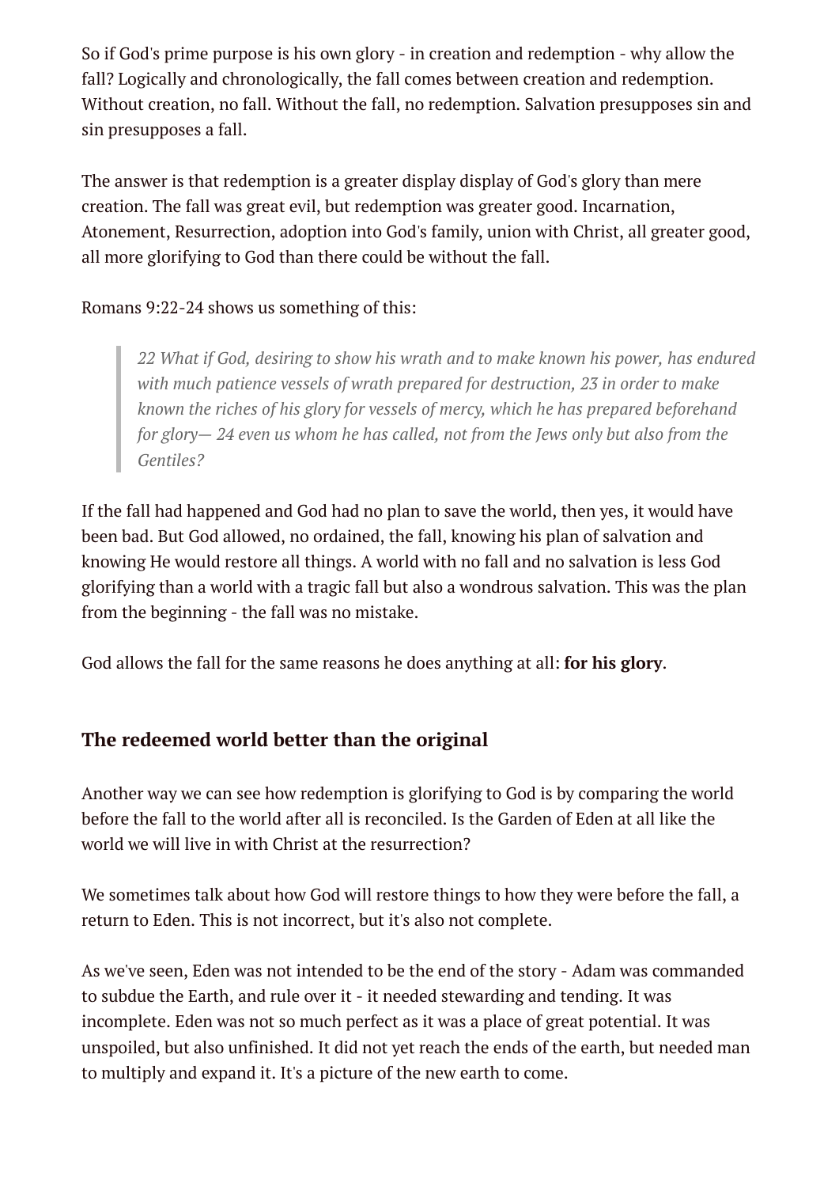So if God's prime purpose is his own glory - in creation and redemption - why allow the fall? Logically and chronologically, the fall comes between creation and redemption. Without creation, no fall. Without the fall, no redemption. Salvation presupposes sin and sin presupposes a fall.

The answer is that redemption is a greater display display of God's glory than mere creation. The fall was great evil, but redemption was greater good. Incarnation, Atonement, Resurrection, adoption into God's family, union with Christ, all greater good, all more glorifying to God than there could be without the fall.

Romans 9:22-24 shows us something of this:

> *22 What if God, desiring to show his wrath and to make known his power, has endured with much patience vessels of wrath prepared for destruction, 23 in order to make known the riches of his glory for vessels of mercy, which he has prepared beforehand for glory— 24 even us whom he has called, not from the Jews only but also from the Gentiles?*

If the fall had happened and God had no plan to save the world, then yes, it would have been bad. But God allowed, no ordained, the fall, knowing his plan of salvation and knowing He would restore all things. A world with no fall and no salvation is less God glorifying than a world with a tragic fall but also a wondrous salvation. This was the plan from the beginning - the fall was no mistake.

God allows the fall for the same reasons he does anything at all: **for his glory**.

### The redeemed world better than the original

Another way we can see how redemption is glorifying to God is by comparing the world before the fall to the world after all is reconciled. Is the Garden of Eden at all like the world we will live in with Christ at the resurrection?

We sometimes talk about how God will restore things to how they were before the fall, a return to Eden. This is not incorrect, but it's also not complete.

As we've seen, Eden was not intended to be the end of the story - Adam was commanded to subdue the Earth, and rule over it - it needed stewarding and tending. It was incomplete. Eden was not so much perfect as it was a place of great potential. It was unspoiled, but also unfinished. It did not yet reach the ends of the earth, but needed man to multiply and expand it. It's a picture of the new earth to come.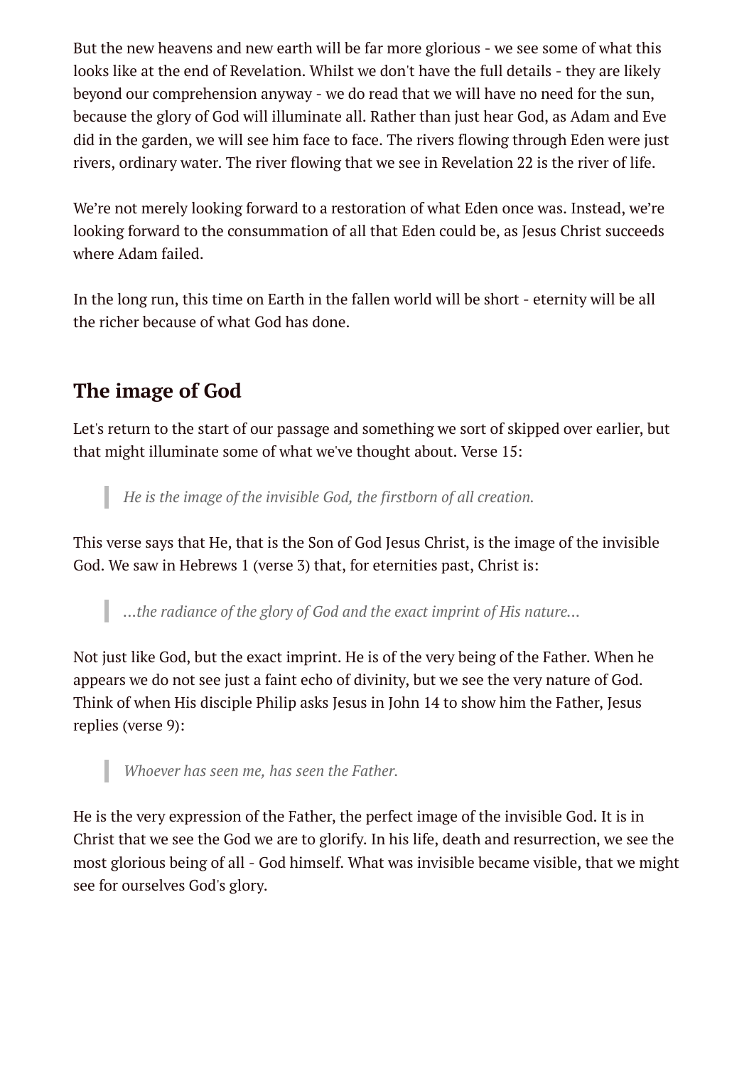But the new heavens and new earth will be far more glorious - we see some of what this looks like at the end of Revelation. Whilst we don't have the full details - they are likely beyond our comprehension anyway - we do read that we will have no need for the sun, because the glory of God will illuminate all. Rather than just hear God, as Adam and Eve did in the garden, we will see him face to face. The rivers flowing through Eden were just rivers, ordinary water. The river flowing that we see in Revelation 22 is the river of life.

We're not merely looking forward to a restoration of what Eden once was. Instead, we're looking forward to the consummation of all that Eden could be, as Jesus Christ succeeds where Adam failed.

In the long run, this time on Earth in the fallen world will be short - eternity will be all the richer because of what God has done.

## The image of God

Let's return to the start of our passage and something we sort of skipped over earlier, but that might illuminate some of what we've thought about. Verse 15:

> *He is the image of the invisible God, the firstborn of all creation.*

This verse says that He, that is the Son of God Jesus Christ, is the image of the invisible God. We saw in Hebrews 1 (verse 3) that, for eternities past, Christ is:

> *...the radiance of the glory of God and the exact imprint of His nature...*

Not just like God, but the exact imprint. He is of the very being of the Father. When he appears we do not see just a faint echo of divinity, but we see the very nature of God. Think of when His disciple Philip asks Jesus in John 14 to show him the Father, Jesus replies (verse 9):

> *Whoever has seen me, has seen the Father.*

He is the very expression of the Father, the perfect image of the invisible God. It is in Christ that we see the God we are to glorify. In his life, death and resurrection, we see the most glorious being of all - God himself. What was invisible became visible, that we might see for ourselves God's glory.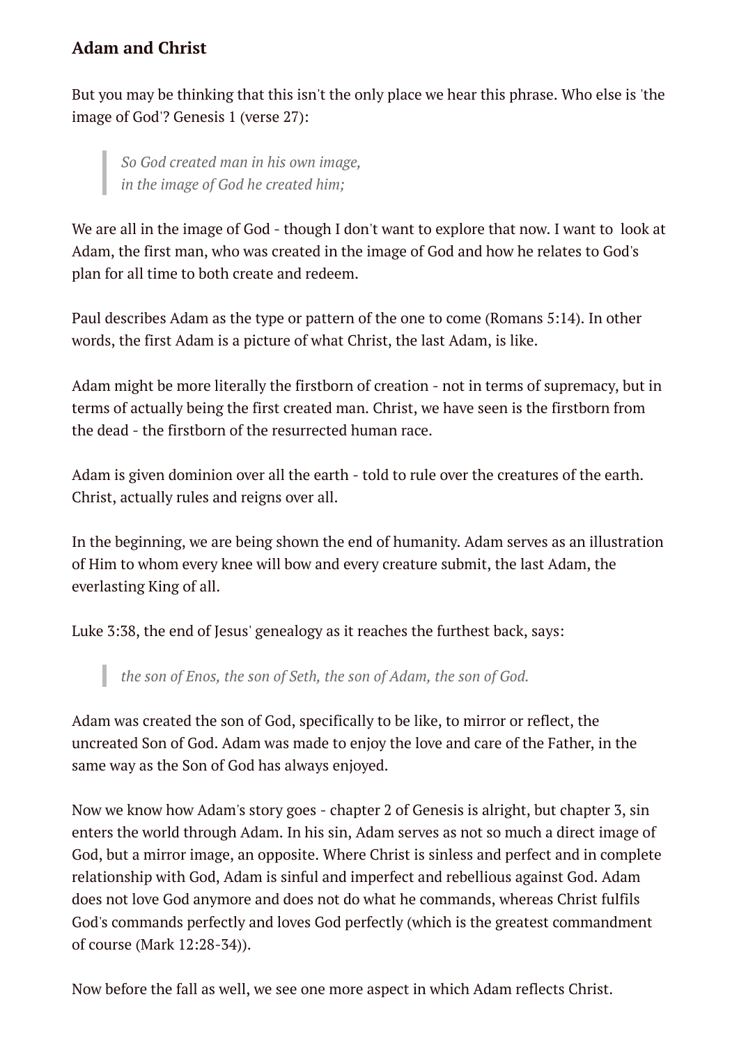### Adam and Christ

But you may be thinking that this isn't the only place we hear this phrase. Who else is 'the image of God'? Genesis 1 (verse 27):

> *So God created man in his own image,*
> *in the image of God he created him;*

We are all in the image of God - though I don't want to explore that now. I want to look at Adam, the first man, who was created in the image of God and how he relates to God's plan for all time to both create and redeem.

Paul describes Adam as the type or pattern of the one to come (Romans 5:14). In other words, the first Adam is a picture of what Christ, the last Adam, is like.

Adam might be more literally the firstborn of creation - not in terms of supremacy, but in terms of actually being the first created man. Christ, we have seen is the firstborn from the dead - the firstborn of the resurrected human race.

Adam is given dominion over all the earth - told to rule over the creatures of the earth. Christ, actually rules and reigns over all.

In the beginning, we are being shown the end of humanity. Adam serves as an illustration of Him to whom every knee will bow and every creature submit, the last Adam, the everlasting King of all.

Luke 3:38, the end of Jesus' genealogy as it reaches the furthest back, says:

> *the son of Enos, the son of Seth, the son of Adam, the son of God.*

Adam was created the son of God, specifically to be like, to mirror or reflect, the uncreated Son of God. Adam was made to enjoy the love and care of the Father, in the same way as the Son of God has always enjoyed.

Now we know how Adam's story goes - chapter 2 of Genesis is alright, but chapter 3, sin enters the world through Adam. In his sin, Adam serves as not so much a direct image of God, but a mirror image, an opposite. Where Christ is sinless and perfect and in complete relationship with God, Adam is sinful and imperfect and rebellious against God. Adam does not love God anymore and does not do what he commands, whereas Christ fulfils God's commands perfectly and loves God perfectly (which is the greatest commandment of course (Mark 12:28-34)).

Now before the fall as well, we see one more aspect in which Adam reflects Christ.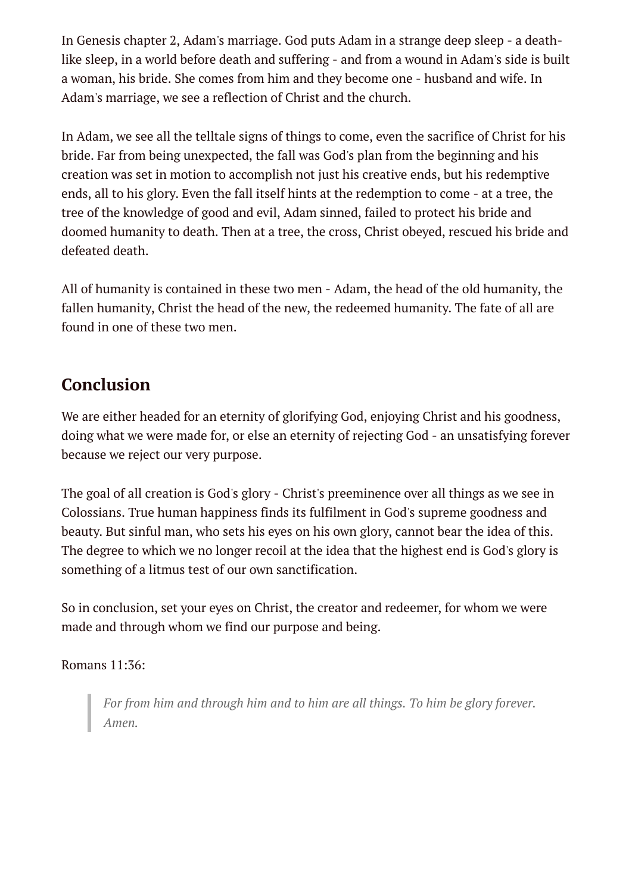In Genesis chapter 2, Adam's marriage. God puts Adam in a strange deep sleep - a death-like sleep, in a world before death and suffering - and from a wound in Adam's side is built a woman, his bride. She comes from him and they become one - husband and wife. In Adam's marriage, we see a reflection of Christ and the church.

In Adam, we see all the telltale signs of things to come, even the sacrifice of Christ for his bride. Far from being unexpected, the fall was God's plan from the beginning and his creation was set in motion to accomplish not just his creative ends, but his redemptive ends, all to his glory. Even the fall itself hints at the redemption to come - at a tree, the tree of the knowledge of good and evil, Adam sinned, failed to protect his bride and doomed humanity to death. Then at a tree, the cross, Christ obeyed, rescued his bride and defeated death.

All of humanity is contained in these two men - Adam, the head of the old humanity, the fallen humanity, Christ the head of the new, the redeemed humanity. The fate of all are found in one of these two men.

## Conclusion

We are either headed for an eternity of glorifying God, enjoying Christ and his goodness, doing what we were made for, or else an eternity of rejecting God - an unsatisfying forever because we reject our very purpose.

The goal of all creation is God's glory - Christ's preeminence over all things as we see in Colossians. True human happiness finds its fulfilment in God's supreme goodness and beauty. But sinful man, who sets his eyes on his own glory, cannot bear the idea of this. The degree to which we no longer recoil at the idea that the highest end is God's glory is something of a litmus test of our own sanctification.

So in conclusion, set your eyes on Christ, the creator and redeemer, for whom we were made and through whom we find our purpose and being.

Romans 11:36:

> *For from him and through him and to him are all things. To him be glory forever. Amen.*